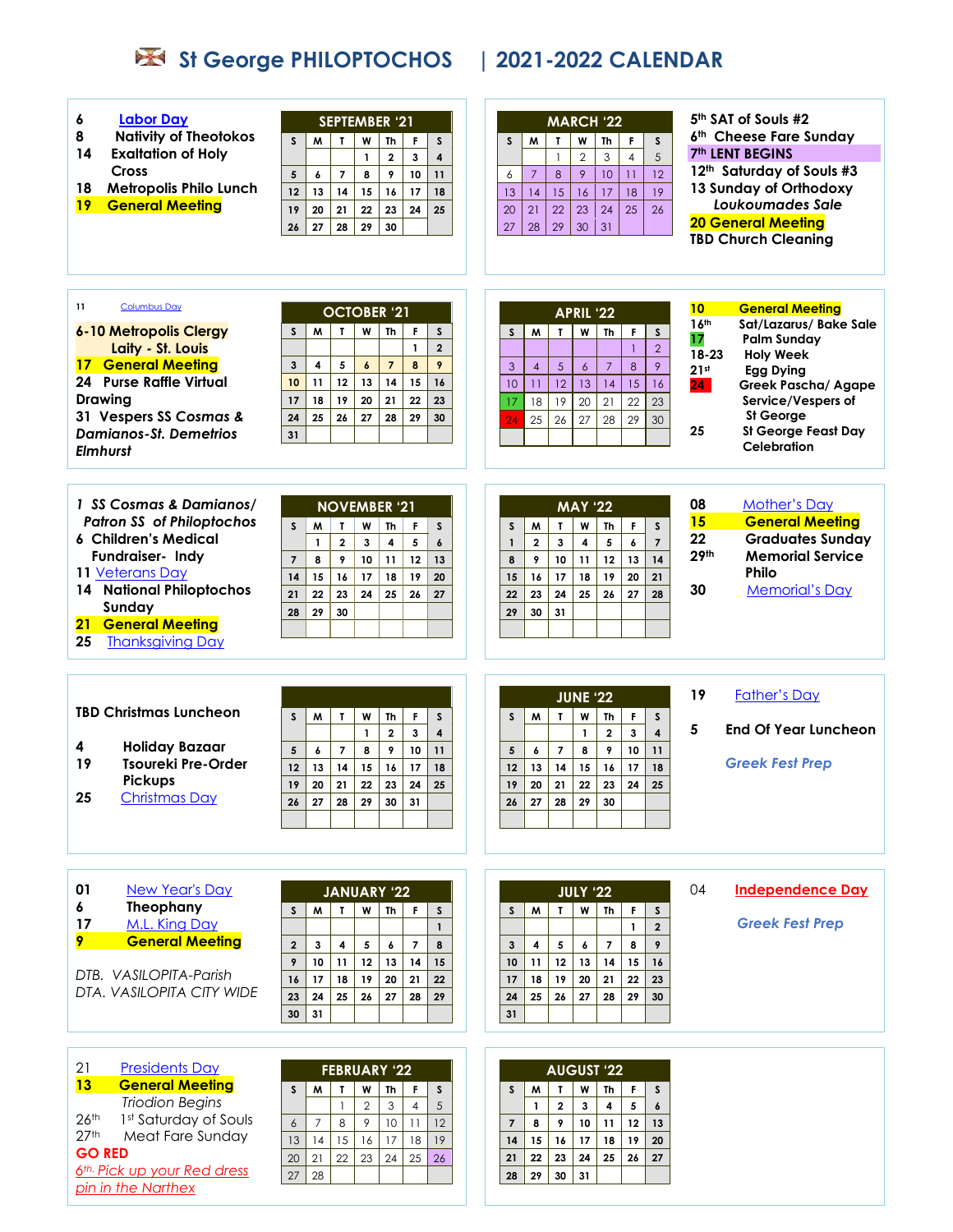# St George PHILOPTOCHOS | 2021-2022 CALENDAR

## September '21

6 Labor Day
8 Nativity of Theotokos
14 Exaltation of Holy Cross
18 Metropolis Philo Lunch
**19 General Meeting**

| S | M | T | W | Th | F | S |
|---|---|---|---|---|---|---|
| | | | 1 | 2 | 3 | 4 |
| 5 | 6 | 7 | 8 | 9 | 10 | 11 |
| 12 | 13 | 14 | 15 | 16 | 17 | 18 |
| 19 | 20 | 21 | 22 | 23 | 24 | 25 |
| 26 | 27 | 28 | 29 | 30 | | |

## October '21

11 Columbus Day
6-10 Metropolis Clergy Laity - St. Louis
**17 General Meeting**
24 Purse Raffle Virtual Drawing
*31 Vespers SS Cosmas & Damianos-St. Demetrios Elmhurst*

| S | M | T | W | Th | F | S |
|---|---|---|---|---|---|---|
| | | | | | 1 | 2 |
| 3 | 4 | 5 | 6 | 7 | 8 | 9 |
| 10 | 11 | 12 | 13 | 14 | 15 | 16 |
| 17 | 18 | 19 | 20 | 21 | 22 | 23 |
| 24 | 25 | 26 | 27 | 28 | 29 | 30 |
| 31 | | | | | | |

## November '21

*1 SS Cosmas & Damianos/ Patron SS of Philoptochos*
6 Children's Medical Fundraiser- Indy
11 Veterans Day
14 National Philoptochos Sunday
**21 General Meeting**
25 Thanksgiving Day

| S | M | T | W | Th | F | S |
|---|---|---|---|---|---|---|
| | 1 | 2 | 3 | 4 | 5 | 6 |
| 7 | 8 | 9 | 10 | 11 | 12 | 13 |
| 14 | 15 | 16 | 17 | 18 | 19 | 20 |
| 21 | 22 | 23 | 24 | 25 | 26 | 27 |
| 28 | 29 | 30 | | | | |

## December '21

TBD Christmas Luncheon

4 Holiday Bazaar
19 Tsoureki Pre-Order Pickups
25 Christmas Day

| S | M | T | W | Th | F | S |
|---|---|---|---|---|---|---|
| | | | 1 | 2 | 3 | 4 |
| 5 | 6 | 7 | 8 | 9 | 10 | 11 |
| 12 | 13 | 14 | 15 | 16 | 17 | 18 |
| 19 | 20 | 21 | 22 | 23 | 24 | 25 |
| 26 | 27 | 28 | 29 | 30 | 31 | |

## January '22

01 New Year's Day
6 Theophany
17 M.L. King Day
**9 General Meeting**

*DTB. VASILOPITA-Parish*
*DTA. VASILOPITA CITY WIDE*

| S | M | T | W | Th | F | S |
|---|---|---|---|---|---|---|
| | | | | | | 1 |
| 2 | 3 | 4 | 5 | 6 | 7 | 8 |
| 9 | 10 | 11 | 12 | 13 | 14 | 15 |
| 16 | 17 | 18 | 19 | 20 | 21 | 22 |
| 23 | 24 | 25 | 26 | 27 | 28 | 29 |
| 30 | 31 | | | | | |

## February '22

21 Presidents Day
**13 General Meeting**
*Triodion Begins*
26th 1st Saturday of Souls
27th Meat Fare Sunday
**GO RED**
*6th- Pick up your Red dress pin in the Narthex*

| S | M | T | W | Th | F | S |
|---|---|---|---|---|---|---|
| | | 1 | 2 | 3 | 4 | 5 |
| 6 | 7 | 8 | 9 | 10 | 11 | 12 |
| 13 | 14 | 15 | 16 | 17 | 18 | 19 |
| 20 | 21 | 22 | 23 | 24 | 25 | 26 |
| 27 | 28 | | | | | |

## March '22

5th SAT of Souls #2
6th Cheese Fare Sunday
7th LENT BEGINS
12th Saturday of Souls #3
13 Sunday of Orthodoxy *Loukoumades Sale*
**20 General Meeting**
TBD Church Cleaning

| S | M | T | W | Th | F | S |
|---|---|---|---|---|---|---|
| | | 1 | 2 | 3 | 4 | 5 |
| 6 | 7 | 8 | 9 | 10 | 11 | 12 |
| 13 | 14 | 15 | 16 | 17 | 18 | 19 |
| 20 | 21 | 22 | 23 | 24 | 25 | 26 |
| 27 | 28 | 29 | 30 | 31 | | |

## April '22

**10 General Meeting**
16th Sat/Lazarus/ Bake Sale
17 Palm Sunday
18-23 Holy Week
21st Egg Dying
24 Greek Pascha/ Agape Service/Vespers of St George
25 St George Feast Day Celebration

| S | M | T | W | Th | F | S |
|---|---|---|---|---|---|---|
| | | | | | 1 | 2 |
| 3 | 4 | 5 | 6 | 7 | 8 | 9 |
| 10 | 11 | 12 | 13 | 14 | 15 | 16 |
| 17 | 18 | 19 | 20 | 21 | 22 | 23 |
| 24 | 25 | 26 | 27 | 28 | 29 | 30 |

## May '22

08 Mother's Day
**15 General Meeting**
22 Graduates Sunday
29th Memorial Service Philo
30 Memorial's Day

| S | M | T | W | Th | F | S |
|---|---|---|---|---|---|---|
| 1 | 2 | 3 | 4 | 5 | 6 | 7 |
| 8 | 9 | 10 | 11 | 12 | 13 | 14 |
| 15 | 16 | 17 | 18 | 19 | 20 | 21 |
| 22 | 23 | 24 | 25 | 26 | 27 | 28 |
| 29 | 30 | 31 | | | | |

## June '22

19 Father's Day
5 End Of Year Luncheon
*Greek Fest Prep*

| S | M | T | W | Th | F | S |
|---|---|---|---|---|---|---|
| | | | 1 | 2 | 3 | 4 |
| 5 | 6 | 7 | 8 | 9 | 10 | 11 |
| 12 | 13 | 14 | 15 | 16 | 17 | 18 |
| 19 | 20 | 21 | 22 | 23 | 24 | 25 |
| 26 | 27 | 28 | 29 | 30 | | |

## July '22

04 Independence Day
*Greek Fest Prep*

| S | M | T | W | Th | F | S |
|---|---|---|---|---|---|---|
| | | | | | 1 | 2 |
| 3 | 4 | 5 | 6 | 7 | 8 | 9 |
| 10 | 11 | 12 | 13 | 14 | 15 | 16 |
| 17 | 18 | 19 | 20 | 21 | 22 | 23 |
| 24 | 25 | 26 | 27 | 28 | 29 | 30 |
| 31 | | | | | | |

## August '22

| S | M | T | W | Th | F | S |
|---|---|---|---|---|---|---|
| | 1 | 2 | 3 | 4 | 5 | 6 |
| 7 | 8 | 9 | 10 | 11 | 12 | 13 |
| 14 | 15 | 16 | 17 | 18 | 19 | 20 |
| 21 | 22 | 23 | 24 | 25 | 26 | 27 |
| 28 | 29 | 30 | 31 | | | |